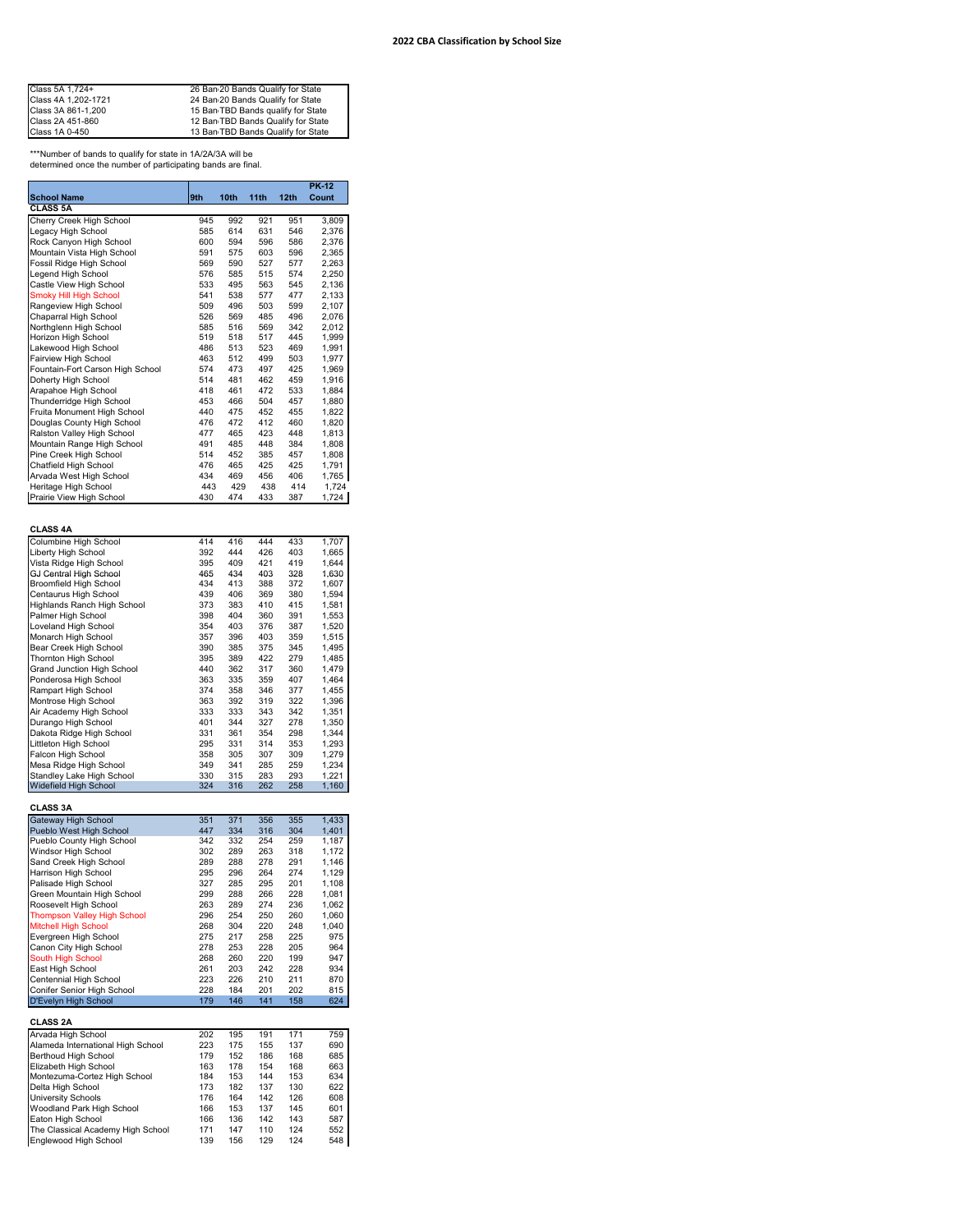## 2022 CBA Classification by School Size

| Class | Bands |
|---|---|
| Class 5A 1,724+ | 26 Ban 20 Bands Qualify for State |
| Class 4A 1,202-1721 | 24 Ban 20 Bands Qualify for State |
| Class 3A 861-1,200 | 15 Ban TBD Bands qualify for State |
| Class 2A 451-860 | 12 Ban TBD Bands Qualify for State |
| Class 1A 0-450 | 13 Ban TBD Bands Qualify for State |

***Number of bands to qualify for state in 1A/2A/3A will be determined once the number of participating bands are final.

| School Name | 9th | 10th | 11th | 12th | PK-12 Count |
|---|---|---|---|---|---|
| **CLASS 5A** | | | | | |
| Cherry Creek High School | 945 | 992 | 921 | 951 | 3,809 |
| Legacy High School | 585 | 614 | 631 | 546 | 2,376 |
| Rock Canyon High School | 600 | 594 | 596 | 586 | 2,376 |
| Mountain Vista High School | 591 | 575 | 603 | 596 | 2,365 |
| Fossil Ridge High School | 569 | 590 | 527 | 577 | 2,263 |
| Legend High School | 576 | 585 | 515 | 574 | 2,250 |
| Castle View High School | 533 | 495 | 563 | 545 | 2,136 |
| Smoky Hill High School | 541 | 538 | 577 | 477 | 2,133 |
| Rangeview High School | 509 | 496 | 503 | 599 | 2,107 |
| Chaparral High School | 526 | 569 | 485 | 496 | 2,076 |
| Northglenn High School | 585 | 516 | 569 | 342 | 2,012 |
| Horizon High School | 519 | 518 | 517 | 445 | 1,999 |
| Lakewood High School | 486 | 513 | 523 | 469 | 1,991 |
| Fairview High School | 463 | 512 | 499 | 503 | 1,977 |
| Fountain-Fort Carson High School | 574 | 473 | 497 | 425 | 1,969 |
| Doherty High School | 514 | 481 | 462 | 459 | 1,916 |
| Arapahoe High School | 418 | 461 | 472 | 533 | 1,884 |
| Thunderridge High School | 453 | 466 | 504 | 457 | 1,880 |
| Fruita Monument High School | 440 | 475 | 452 | 455 | 1,822 |
| Douglas County High School | 476 | 472 | 412 | 460 | 1,820 |
| Ralston Valley High School | 477 | 465 | 423 | 448 | 1,813 |
| Mountain Range High School | 491 | 485 | 448 | 384 | 1,808 |
| Pine Creek High School | 514 | 452 | 385 | 457 | 1,808 |
| Chatfield High School | 476 | 465 | 425 | 425 | 1,791 |
| Arvada West High School | 434 | 469 | 456 | 406 | 1,765 |
| Heritage High School | 443 | 429 | 438 | 414 | 1,724 |
| Prairie View High School | 430 | 474 | 433 | 387 | 1,724 |
| **CLASS 4A** | | | | | |
| Columbine High School | 414 | 416 | 444 | 433 | 1,707 |
| Liberty High School | 392 | 444 | 426 | 403 | 1,665 |
| Vista Ridge High School | 395 | 409 | 421 | 419 | 1,644 |
| GJ Central High School | 465 | 434 | 403 | 328 | 1,630 |
| Broomfield High School | 434 | 413 | 388 | 372 | 1,607 |
| Centaurus High School | 439 | 406 | 369 | 380 | 1,594 |
| Highlands Ranch High School | 373 | 383 | 410 | 415 | 1,581 |
| Palmer High School | 398 | 404 | 360 | 391 | 1,553 |
| Loveland High School | 354 | 403 | 376 | 387 | 1,520 |
| Monarch High School | 357 | 396 | 403 | 359 | 1,515 |
| Bear Creek High School | 390 | 385 | 375 | 345 | 1,495 |
| Thornton High School | 395 | 389 | 422 | 279 | 1,485 |
| Grand Junction High School | 440 | 362 | 317 | 360 | 1,479 |
| Ponderosa High School | 363 | 335 | 359 | 407 | 1,464 |
| Rampart High School | 374 | 358 | 346 | 377 | 1,455 |
| Montrose High School | 363 | 392 | 319 | 322 | 1,396 |
| Air Academy High School | 333 | 333 | 343 | 342 | 1,351 |
| Durango High School | 401 | 344 | 327 | 278 | 1,350 |
| Dakota Ridge High School | 331 | 361 | 354 | 298 | 1,344 |
| Littleton High School | 295 | 331 | 314 | 353 | 1,293 |
| Falcon High School | 358 | 305 | 307 | 309 | 1,279 |
| Mesa Ridge High School | 349 | 341 | 285 | 259 | 1,234 |
| Standley Lake High School | 330 | 315 | 283 | 293 | 1,221 |
| Widefield High School | 324 | 316 | 262 | 258 | 1,160 |
| **CLASS 3A** | | | | | |
| Gateway High School | 351 | 371 | 356 | 355 | 1,433 |
| Pueblo West High School | 447 | 334 | 316 | 304 | 1,401 |
| Pueblo County High School | 342 | 332 | 254 | 259 | 1,187 |
| Windsor High School | 302 | 289 | 263 | 318 | 1,172 |
| Sand Creek High School | 289 | 288 | 278 | 291 | 1,146 |
| Harrison High School | 295 | 296 | 264 | 274 | 1,129 |
| Palisade High School | 327 | 285 | 295 | 201 | 1,108 |
| Green Mountain High School | 299 | 288 | 266 | 228 | 1,081 |
| Roosevelt High School | 263 | 289 | 274 | 236 | 1,062 |
| Thompson Valley High School | 296 | 254 | 250 | 260 | 1,060 |
| Mitchell High School | 268 | 304 | 220 | 248 | 1,040 |
| Evergreen High School | 275 | 217 | 258 | 225 | 975 |
| Canon City High School | 278 | 253 | 228 | 205 | 964 |
| South High School | 268 | 260 | 220 | 199 | 947 |
| East High School | 261 | 203 | 242 | 228 | 934 |
| Centennial High School | 223 | 226 | 210 | 211 | 870 |
| Conifer Senior High School | 228 | 184 | 201 | 202 | 815 |
| D'Evelyn High School | 179 | 146 | 141 | 158 | 624 |
| **CLASS 2A** | | | | | |
| Arvada High School | 202 | 195 | 191 | 171 | 759 |
| Alameda International High School | 223 | 175 | 155 | 137 | 690 |
| Berthoud High School | 179 | 152 | 186 | 168 | 685 |
| Elizabeth High School | 163 | 178 | 154 | 168 | 663 |
| Montezuma-Cortez High School | 184 | 153 | 144 | 153 | 634 |
| Delta High School | 173 | 182 | 137 | 130 | 622 |
| University Schools | 176 | 164 | 142 | 126 | 608 |
| Woodland Park High School | 166 | 153 | 137 | 145 | 601 |
| Eaton High School | 166 | 136 | 142 | 143 | 587 |
| The Classical Academy High School | 171 | 147 | 110 | 124 | 552 |
| Englewood High School | 139 | 156 | 129 | 124 | 548 |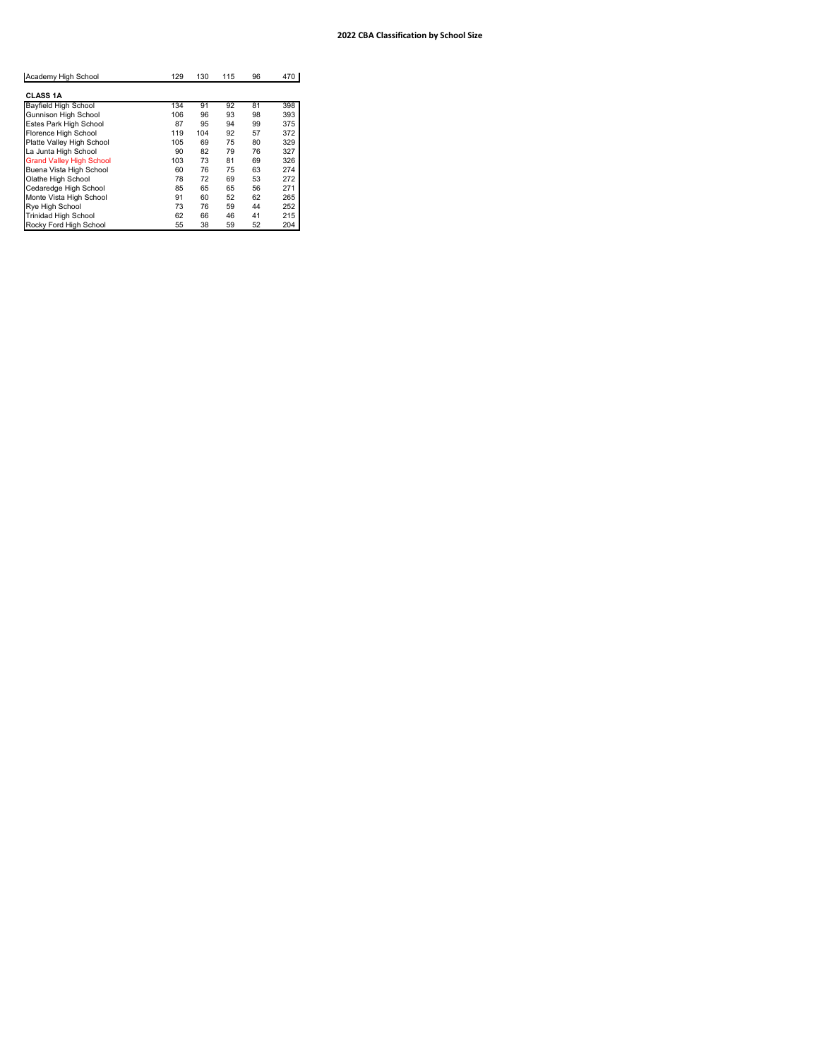## 2022 CBA Classification by School Size

| | | | | | |
|---|---|---|---|---|---|
| Academy High School | 129 | 130 | 115 | 96 | 470 |

**CLASS 1A**

| | | | | | |
|---|---|---|---|---|---|
| Bayfield High School | 134 | 91 | 92 | 81 | 398 |
| Gunnison High School | 106 | 96 | 93 | 98 | 393 |
| Estes Park High School | 87 | 95 | 94 | 99 | 375 |
| Florence High School | 119 | 104 | 92 | 57 | 372 |
| Platte Valley High School | 105 | 69 | 75 | 80 | 329 |
| La Junta High School | 90 | 82 | 79 | 76 | 327 |
| Grand Valley High School | 103 | 73 | 81 | 69 | 326 |
| Buena Vista High School | 60 | 76 | 75 | 63 | 274 |
| Olathe High School | 78 | 72 | 69 | 53 | 272 |
| Cedaredge High School | 85 | 65 | 65 | 56 | 271 |
| Monte Vista High School | 91 | 60 | 52 | 62 | 265 |
| Rye High School | 73 | 76 | 59 | 44 | 252 |
| Trinidad High School | 62 | 66 | 46 | 41 | 215 |
| Rocky Ford High School | 55 | 38 | 59 | 52 | 204 |